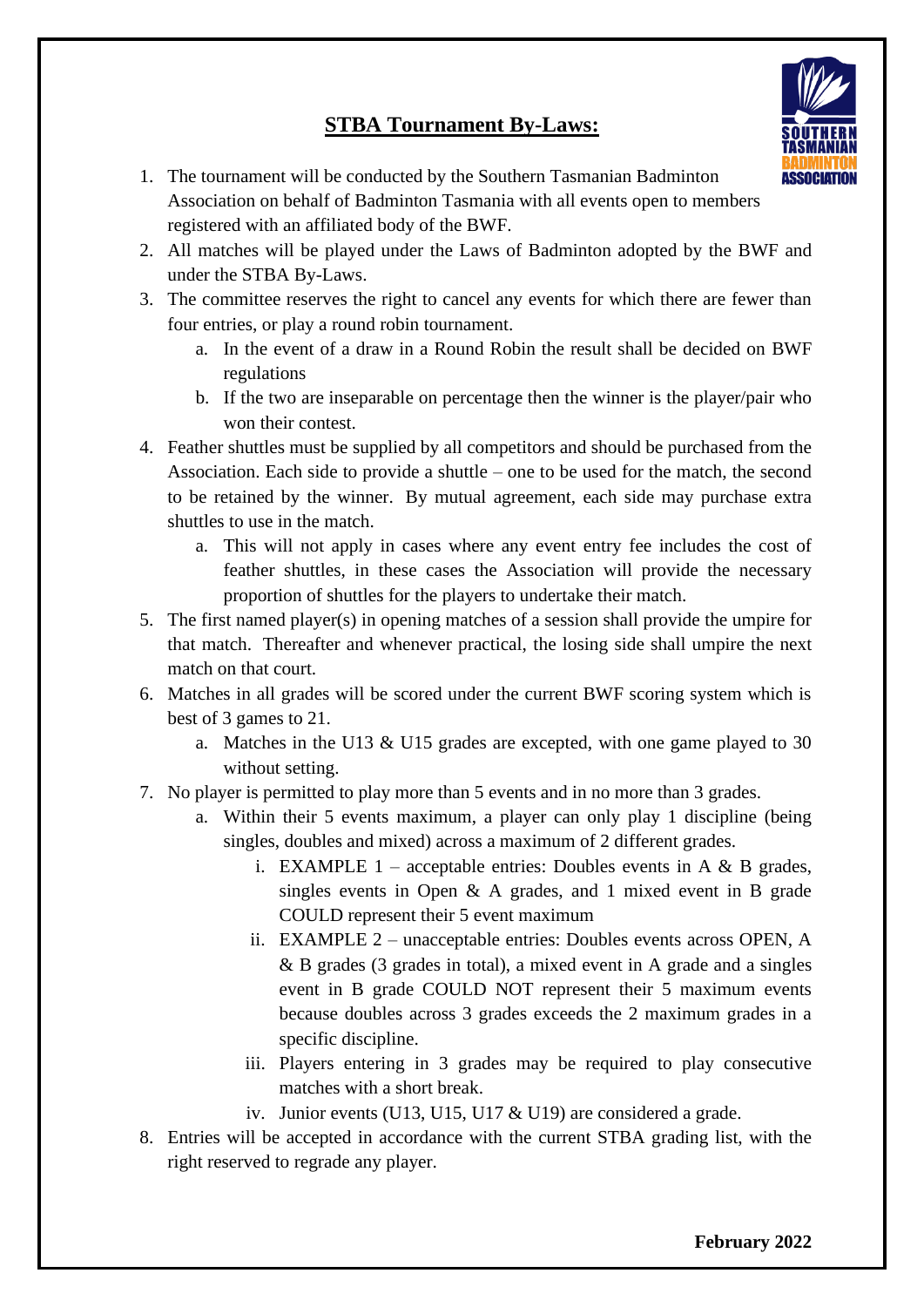## **STBA Tournament By-Laws:**

1. The tournament will be conducted by the Southern Tasmanian Badminton Association on behalf of Badminton Tasmania with all events open to members registered with an affiliated body of the BWF.
2. All matches will be played under the Laws of Badminton adopted by the BWF and under the STBA By-Laws.
3. The committee reserves the right to cancel any events for which there are fewer than four entries, or play a round robin tournament.
   a. In the event of a draw in a Round Robin the result shall be decided on BWF regulations
   b. If the two are inseparable on percentage then the winner is the player/pair who won their contest.
4. Feather shuttles must be supplied by all competitors and should be purchased from the Association. Each side to provide a shuttle – one to be used for the match, the second to be retained by the winner. By mutual agreement, each side may purchase extra shuttles to use in the match.
   a. This will not apply in cases where any event entry fee includes the cost of feather shuttles, in these cases the Association will provide the necessary proportion of shuttles for the players to undertake their match.
5. The first named player(s) in opening matches of a session shall provide the umpire for that match. Thereafter and whenever practical, the losing side shall umpire the next match on that court.
6. Matches in all grades will be scored under the current BWF scoring system which is best of 3 games to 21.
   a. Matches in the U13 & U15 grades are excepted, with one game played to 30 without setting.
7. No player is permitted to play more than 5 events and in no more than 3 grades.
   a. Within their 5 events maximum, a player can only play 1 discipline (being singles, doubles and mixed) across a maximum of 2 different grades.
      i. EXAMPLE 1 – acceptable entries: Doubles events in A & B grades, singles events in Open & A grades, and 1 mixed event in B grade COULD represent their 5 event maximum
      ii. EXAMPLE 2 – unacceptable entries: Doubles events across OPEN, A & B grades (3 grades in total), a mixed event in A grade and a singles event in B grade COULD NOT represent their 5 maximum events because doubles across 3 grades exceeds the 2 maximum grades in a specific discipline.
      iii. Players entering in 3 grades may be required to play consecutive matches with a short break.
      iv. Junior events (U13, U15, U17 & U19) are considered a grade.
8. Entries will be accepted in accordance with the current STBA grading list, with the right reserved to regrade any player.

**February 2022**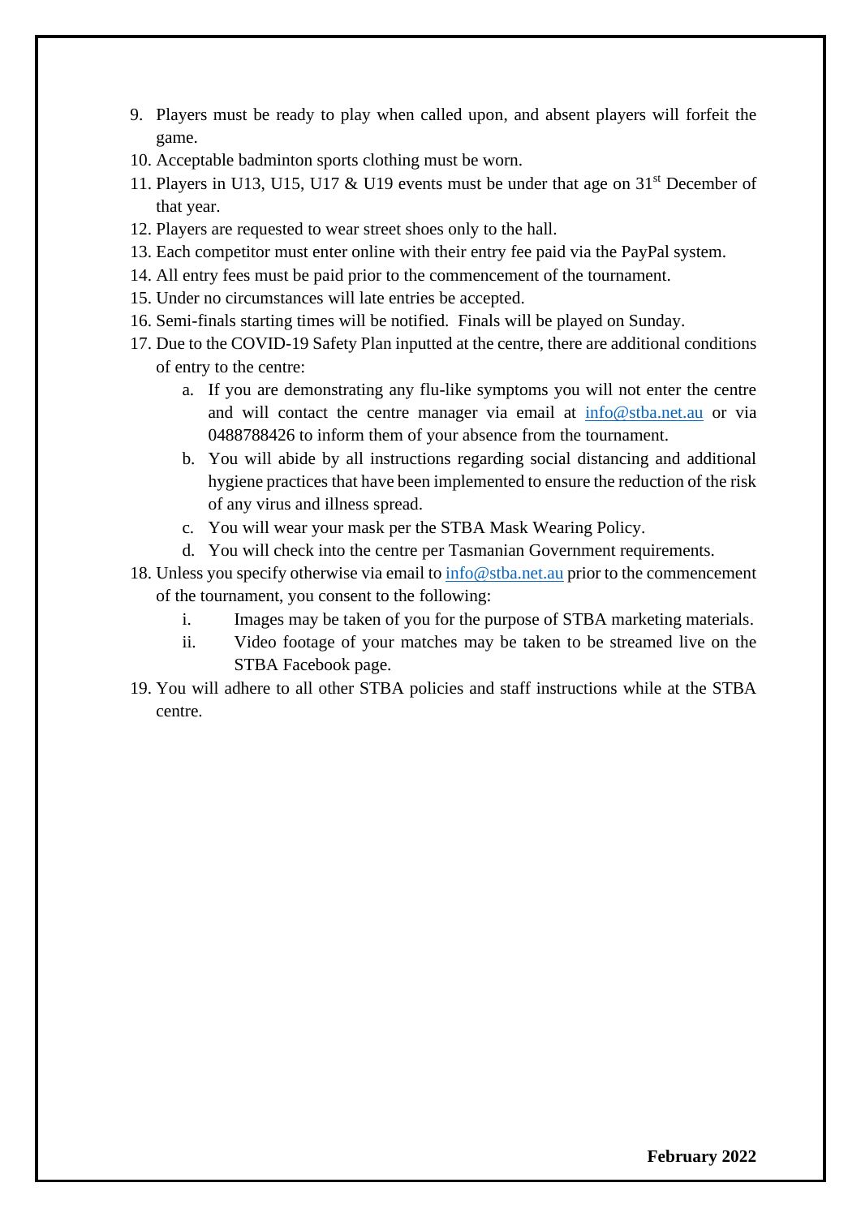9. Players must be ready to play when called upon, and absent players will forfeit the game.
10. Acceptable badminton sports clothing must be worn.
11. Players in U13, U15, U17 & U19 events must be under that age on 31st December of that year.
12. Players are requested to wear street shoes only to the hall.
13. Each competitor must enter online with their entry fee paid via the PayPal system.
14. All entry fees must be paid prior to the commencement of the tournament.
15. Under no circumstances will late entries be accepted.
16. Semi-finals starting times will be notified. Finals will be played on Sunday.
17. Due to the COVID-19 Safety Plan inputted at the centre, there are additional conditions of entry to the centre:
    a. If you are demonstrating any flu-like symptoms you will not enter the centre and will contact the centre manager via email at info@stba.net.au or via 0488788426 to inform them of your absence from the tournament.
    b. You will abide by all instructions regarding social distancing and additional hygiene practices that have been implemented to ensure the reduction of the risk of any virus and illness spread.
    c. You will wear your mask per the STBA Mask Wearing Policy.
    d. You will check into the centre per Tasmanian Government requirements.
18. Unless you specify otherwise via email to info@stba.net.au prior to the commencement of the tournament, you consent to the following:
    i. Images may be taken of you for the purpose of STBA marketing materials.
    ii. Video footage of your matches may be taken to be streamed live on the STBA Facebook page.
19. You will adhere to all other STBA policies and staff instructions while at the STBA centre.

**February 2022**